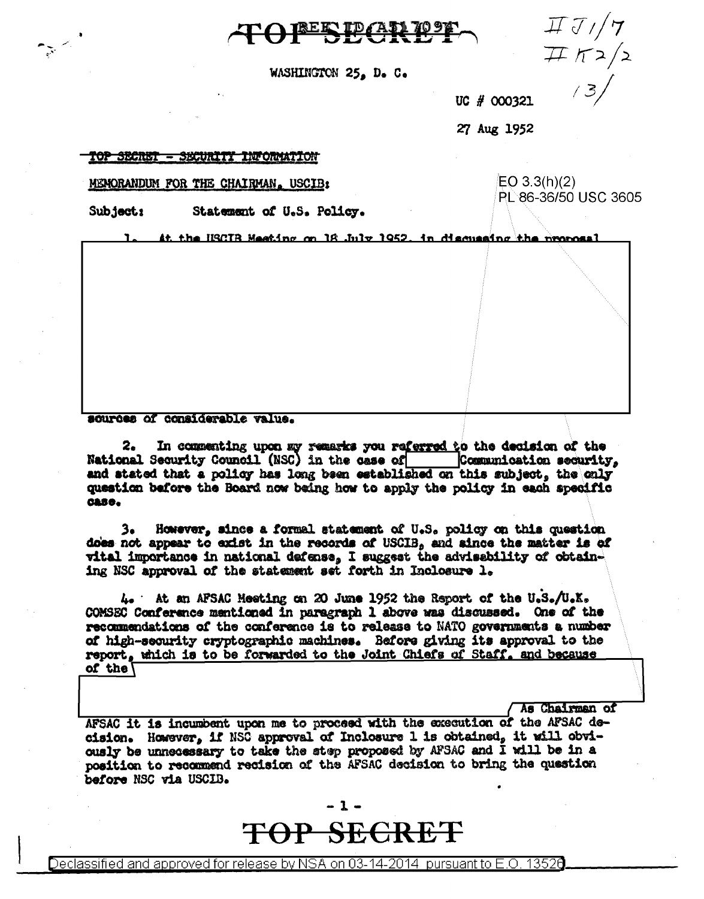TOP SECRET

REF ID:A517097

WASHINGTON 25, D. C.

II J1/7
II K2/2
13/

UC # 000321

27 Aug 1952

~~TOP SECRET - SECURITY INFORMATION~~

MEMORANDUM FOR THE CHAIRMAN, USCIB:

EO 3.3(h)(2)
PL 86-36/50 USC 3605

Subject: Statement of U.S. Policy.

1. At the USCIB Meeting on 18 July 1952, in discussing the proposal [redacted]

sources of considerable value.

2. In commenting upon my remarks you referred to the decision of the National Security Council (NSC) in the case of [redacted] Communication security, and stated that a policy has long been established on this subject, the only question before the Board now being how to apply the policy in each specific case.

3. However, since a formal statement of U.S. policy on this question does not appear to exist in the records of USCIB, and since the matter is of vital importance in national defense, I suggest the advisability of obtaining NSC approval of the statement set forth in Inclosure 1.

4. At an AFSAC Meeting on 20 June 1952 the Report of the U.S./U.K. COMSEC Conference mentioned in paragraph 1 above was discussed. One of the recommendations of the conference is to release to NATO governments a number of high-security cryptographic machines. Before giving its approval to the report, which is to be forwarded to the Joint Chiefs of Staff, and because of the [redacted] As Chairman of AFSAC it is incumbent upon me to proceed with the execution of the AFSAC decision. However, if NSC approval of Inclosure 1 is obtained, it will obviously be unnecessary to take the step proposed by AFSAC and I will be in a position to recommend recision of the AFSAC decision to bring the question before NSC via USCIB.

TOP SECRET

Declassified and approved for release by NSA on 03-14-2014 pursuant to E.O. 13526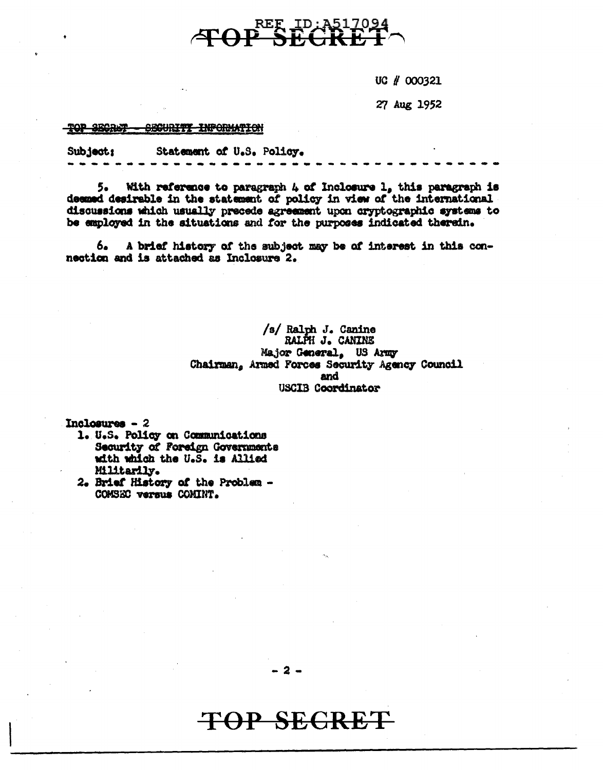REF ID:A517094

UC # 000321

27 Aug 1952

~~TOP SECRET - SECURITY INFORMATION~~

Subject: Statement of U.S. Policy.

---

5. With reference to paragraph 4 of Inclosure 1, this paragraph is deemed desirable in the statement of policy in view of the international discussions which usually precede agreement upon cryptographic systems to be employed in the situations and for the purposes indicated therein.

6. A brief history of the subject may be of interest in this connection and is attached as Inclosure 2.

/s/ Ralph J. Canine
RALPH J. CANINE
Major General, US Army
Chairman, Armed Forces Security Agency Council
and
USCIB Coordinator

Inclosures - 2

1. U.S. Policy on Communications Security of Foreign Governments with which the U.S. is Allied Militarily.
2. Brief History of the Problem - COMSEC versus COMINT.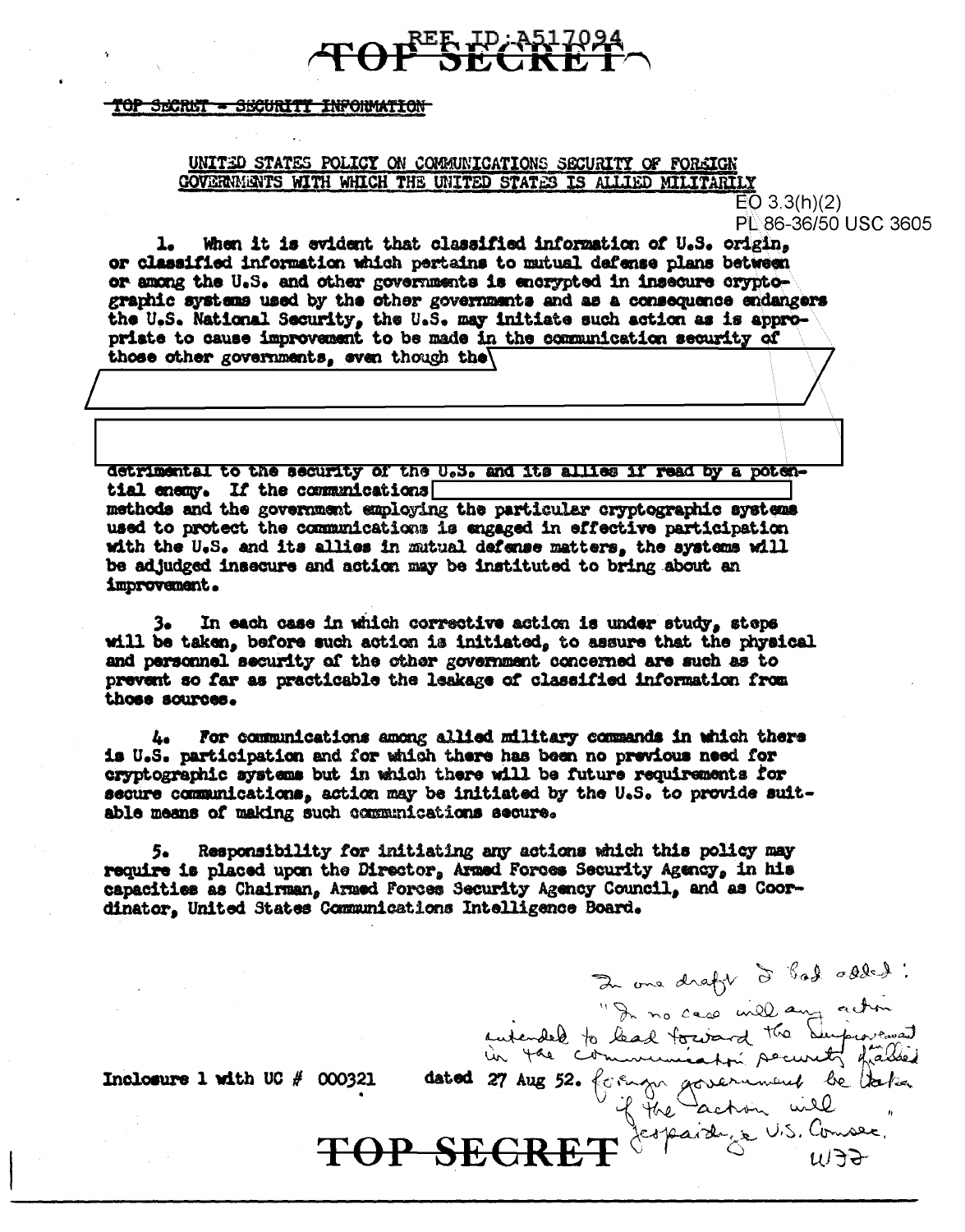TOP SECRET

REF ID:A517094

~~TOP SECRET - SECURITY INFORMATION~~

UNITED STATES POLICY ON COMMUNICATIONS SECURITY OF FOREIGN GOVERNMENTS WITH WHICH THE UNITED STATES IS ALLIED MILITARILY

EO 3.3(h)(2)
PL 86-36/50 USC 3605

1. When it is evident that classified information of U.S. origin, or classified information which pertains to mutual defense plans between or among the U.S. and other governments is encrypted in insecure cryptographic systems used by the other governments and as a consequence endangers the U.S. National Security, the U.S. may initiate such action as is appropriate to cause improvement to be made in the communication security of those other governments, even though the [REDACTED]

[REDACTED]

detrimental to the security of the U.S. and its allies if read by a potential enemy. If the communications [REDACTED] methods and the government employing the particular cryptographic systems used to protect the communications is engaged in effective participation with the U.S. and its allies in mutual defense matters, the systems will be adjudged insecure and action may be instituted to bring about an improvement.

3. In each case in which corrective action is under study, steps will be taken, before such action is initiated, to assure that the physical and personnel security of the other government concerned are such as to prevent so far as practicable the leakage of classified information from those sources.

4. For communications among allied military commands in which there is U.S. participation and for which there has been no previous need for cryptographic systems but in which there will be future requirements for secure communications, action may be initiated by the U.S. to provide suitable means of making such communications secure.

5. Responsibility for initiating any actions which this policy may require is placed upon the Director, Armed Forces Security Agency, in his capacities as Chairman, Armed Forces Security Agency Council, and as Coordinator, United States Communications Intelligence Board.

In one draft I had added: "In no case will any action intended to lead toward the improvement in the communication security of allied foreign government be taken if the action will jeopardize U.S. Comsec." WFF

Inclosure 1 with UC # 000321 dated 27 Aug 52.

TOP SECRET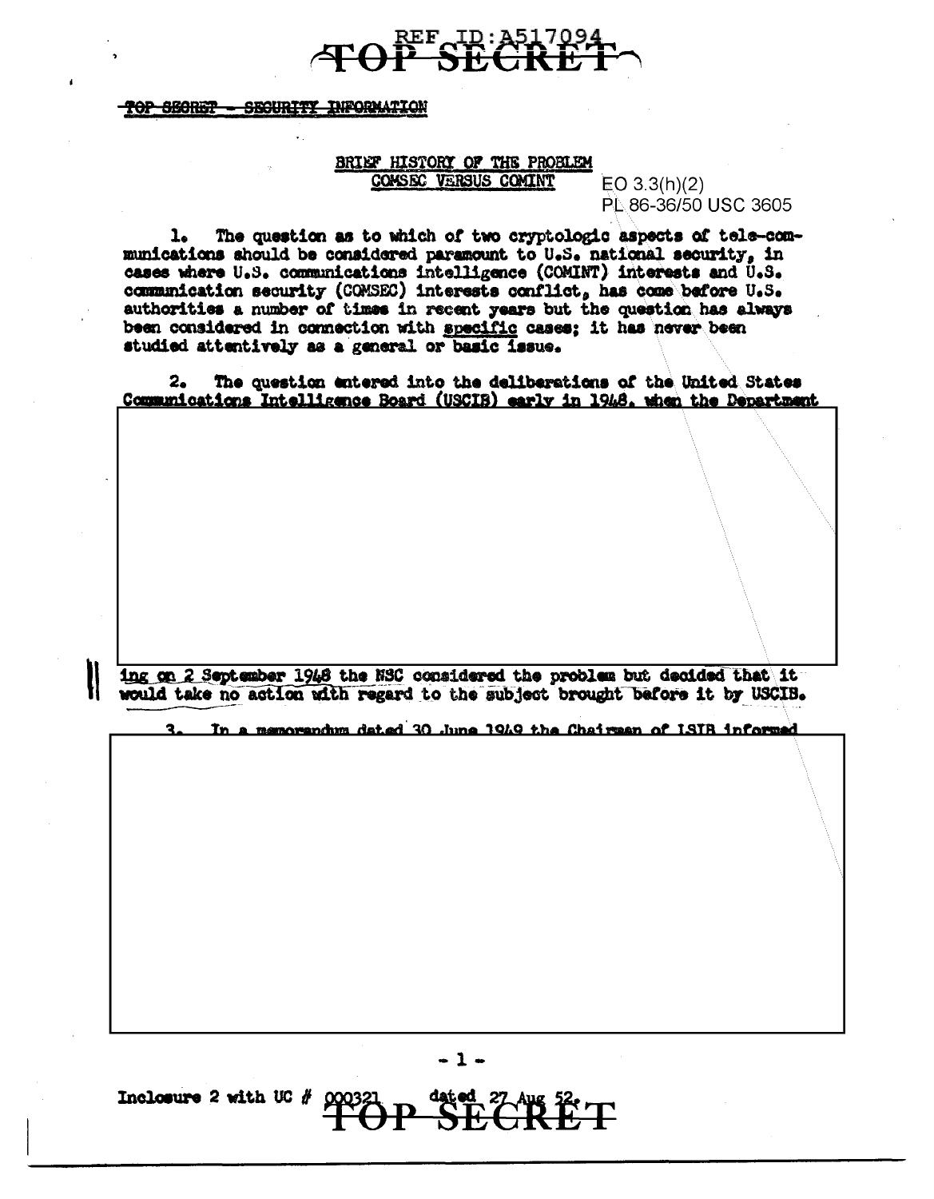TOP SECRET - SECURITY INFORMATION

## BRIEF HISTORY OF THE PROBLEM
### COMSEC VERSUS COMINT

EO 3.3(h)(2)
PL 86-36/50 USC 3605

1. The question as to which of two cryptologic aspects of tele-communications should be considered paramount to U.S. national security, in cases where U.S. communications intelligence (COMINT) interests and U.S. communication security (COMSEC) interests conflict, has come before U.S. authorities a number of times in recent years but the question has always been considered in connection with specific cases; it has never been studied attentively as a general or basic issue.

2. The question entered into the deliberations of the United States Communications Intelligence Board (USCIB) early in 1948, when the Department

ing on 2 September 1948 the NSC considered the problem but decided that it would take no action with regard to the subject brought before it by USCIB.

3. In a memorandum dated 30 June 1949 the Chairman of LSIB informed

Inclosure 2 with UC # 000321 dated 27 Aug 52.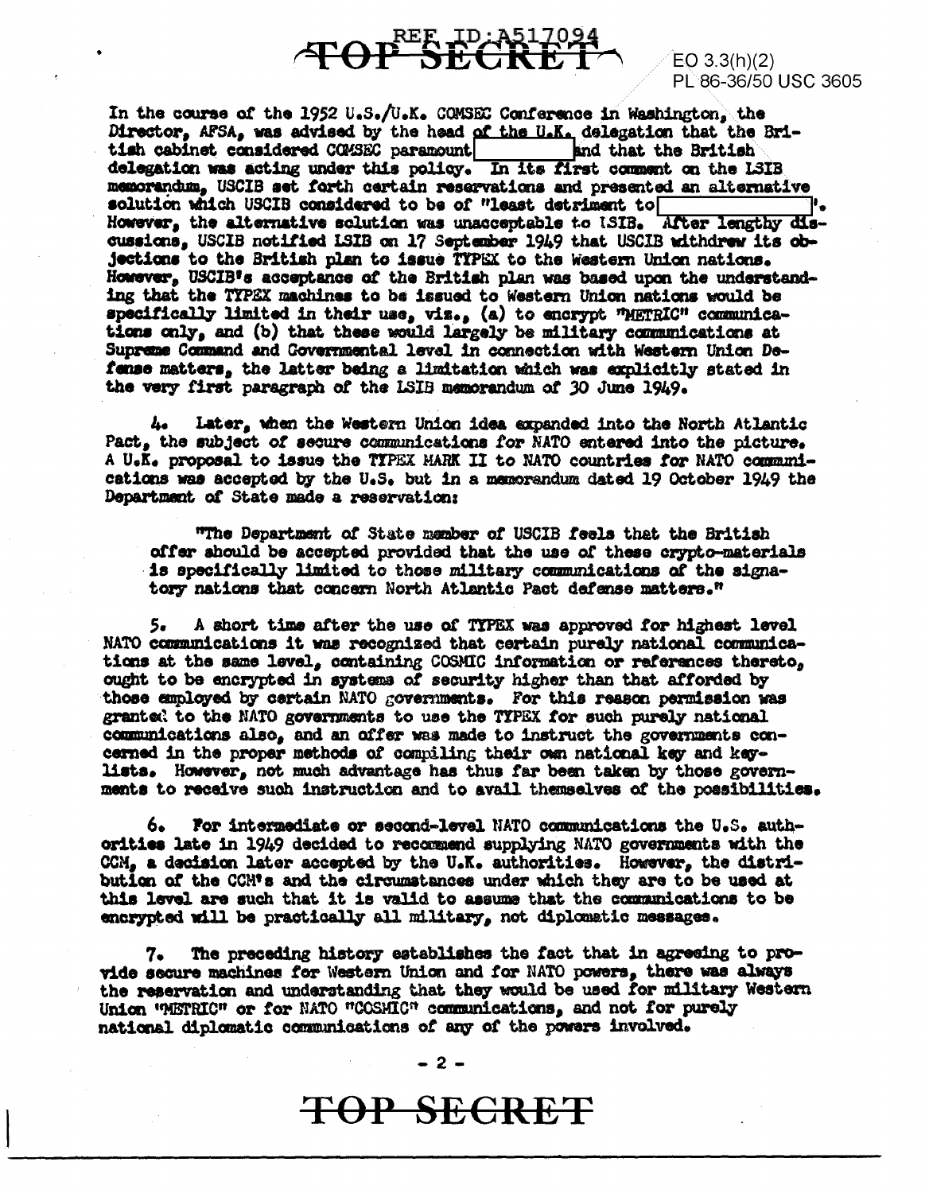In the course of the 1952 U.S./U.K. COMSEC Conference in Washington, the Director, AFSA, was advised by the head of the U.K. delegation that the British cabinet considered COMSEC paramount [redacted] and that the British delegation was acting under this policy. In its first comment on the LSIB memorandum, USCIB set forth certain reservations and presented an alternative solution which USCIB considered to be of "least detriment to [redacted]". However, the alternative solution was unacceptable to LSIB. After lengthy discussions, USCIB notified LSIB on 17 September 1949 that USCIB withdrew its objections to the British plan to issue TYPEX to the Western Union nations. However, USCIB's acceptance of the British plan was based upon the understanding that the TYPEX machines to be issued to Western Union nations would be specifically limited in their use, viz., (a) to encrypt "METRIC" communications only, and (b) that these would largely be military communications at Supreme Command and Governmental level in connection with Western Union Defense matters, the latter being a limitation which was explicitly stated in the very first paragraph of the LSIB memorandum of 30 June 1949.

4. Later, when the Western Union idea expanded into the North Atlantic Pact, the subject of secure communications for NATO entered into the picture. A U.K. proposal to issue the TYPEX MARK II to NATO countries for NATO communications was accepted by the U.S. but in a memorandum dated 19 October 1949 the Department of State made a reservation:

> "The Department of State member of USCIB feels that the British offer should be accepted provided that the use of these crypto-materials is specifically limited to those military communications of the signatory nations that concern North Atlantic Pact defense matters."

5. A short time after the use of TYPEX was approved for highest level NATO communications it was recognized that certain purely national communications at the same level, containing COSMIC information or references thereto, ought to be encrypted in systems of security higher than that afforded by those employed by certain NATO governments. For this reason permission was granted to the NATO governments to use the TYPEX for such purely national communications also, and an offer was made to instruct the governments concerned in the proper methods of compiling their own national key and key-lists. However, not much advantage has thus far been taken by those governments to receive such instruction and to avail themselves of the possibilities.

6. For intermediate or second-level NATO communications the U.S. authorities late in 1949 decided to recommend supplying NATO governments with the CCM, a decision later accepted by the U.K. authorities. However, the distribution of the CCM's and the circumstances under which they are to be used at this level are such that it is valid to assume that the communications to be encrypted will be practically all military, not diplomatic messages.

7. The preceding history establishes the fact that in agreeing to provide secure machines for Western Union and for NATO powers, there was always the reservation and understanding that they would be used for military Western Union "METRIC" or for NATO "COSMIC" communications, and not for purely national diplomatic communications of any of the powers involved.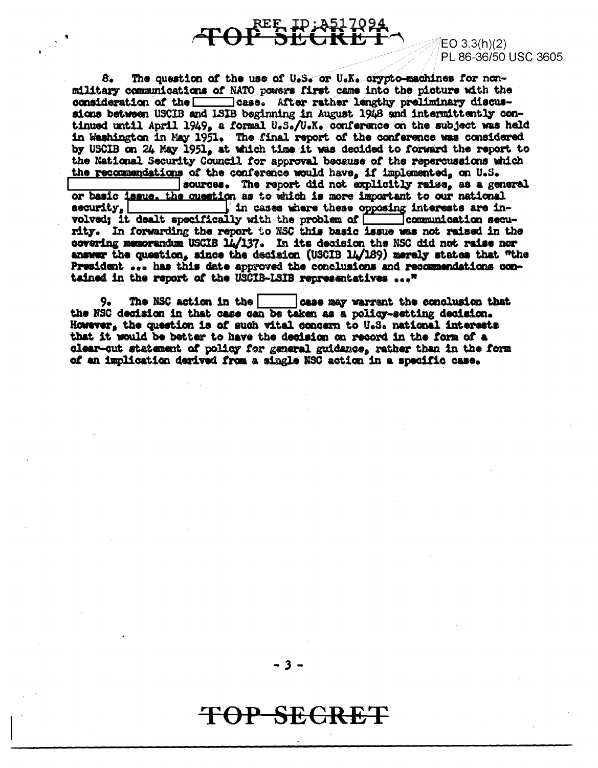TOP SECRET

EO 3.3(h)(2)
PL 86-36/50 USC 3605

8. The question of the use of U.S. or U.K. crypto-machines for non-military communications of NATO powers first came into the picture with the consideration of the [ ] case. After rather lengthy preliminary discussions between USCIB and LSIB beginning in August 1948 and intermittently continued until April 1949, a formal U.S./U.K. conference on the subject was held in Washington in May 1951. The final report of the conference was considered by USCIB on 24 May 1951, at which time it was decided to forward the report to the National Security Council for approval because of the repercussions which the recommendations of the conference would have, if implemented, on U.S. [ ] sources. The report did not explicitly raise, as a general or basic issue, the question as to which is more important to our national security, [ ], in cases where these opposing interests are involved; it dealt specifically with the problem of [ ] communication security. In forwarding the report to NSC this basic issue was not raised in the covering memorandum USCIB 14/137. In its decision the NSC did not raise nor answer the question, since the decision (USCIB 14/189) merely states that "the President ... has this date approved the conclusions and recommendations contained in the report of the USCIB-LSIB representatives ..."

9. The NSC action in the [ ] case may warrant the conclusion that the NSC decision in that case can be taken as a policy-setting decision. However, the question is of such vital concern to U.S. national interests that it would be better to have the decision on record in the form of a clear-cut statement of policy for general guidance, rather than in the form of an implication derived from a single NSC action in a specific case.

TOP SECRET